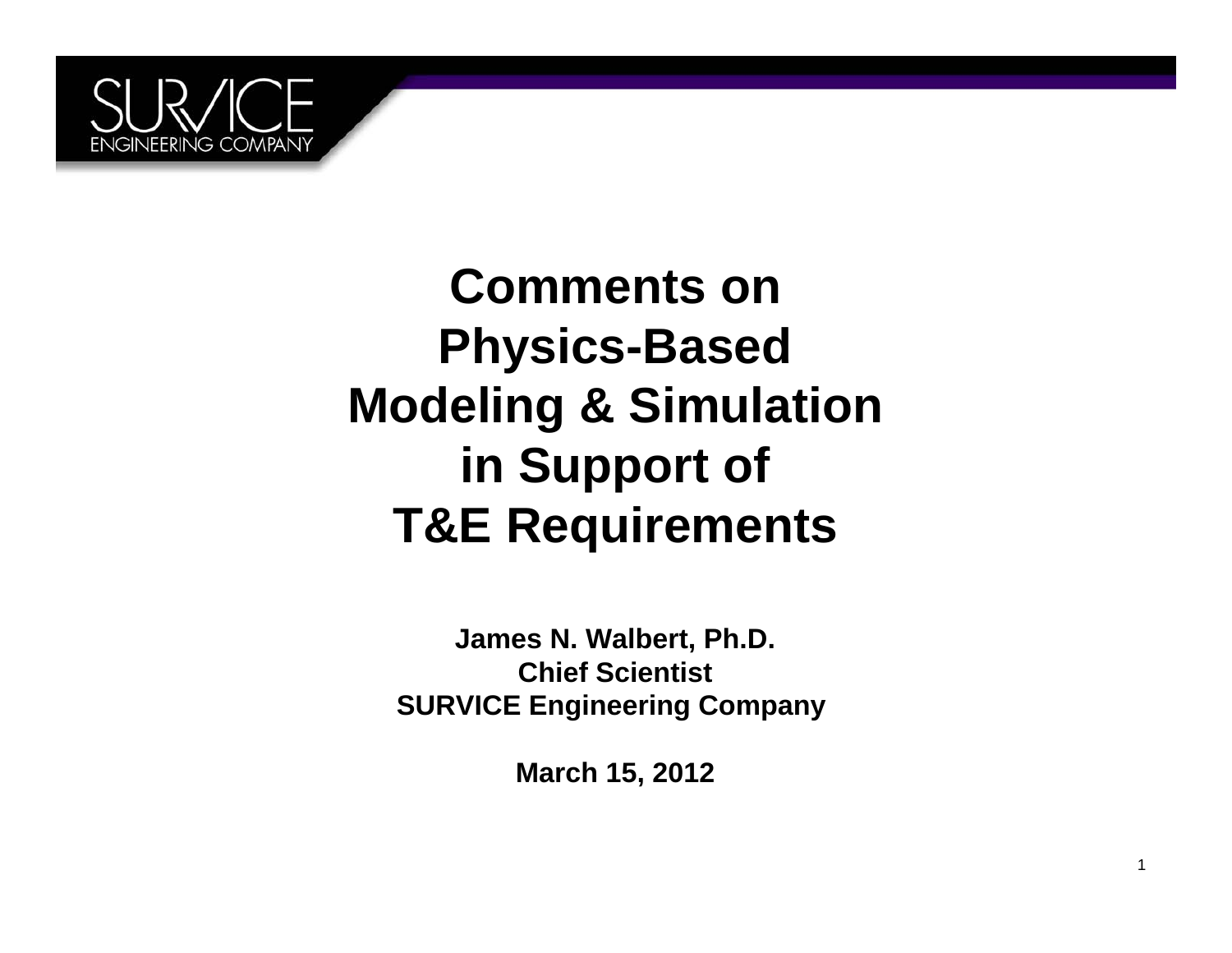# Comments on Physics-Based Modeling & Simulation in Support of T&E Requirements

**James N. Walbert, Ph.D.**
**Chief Scientist**
**SURVICE Engineering Company**

**March 15, 2012**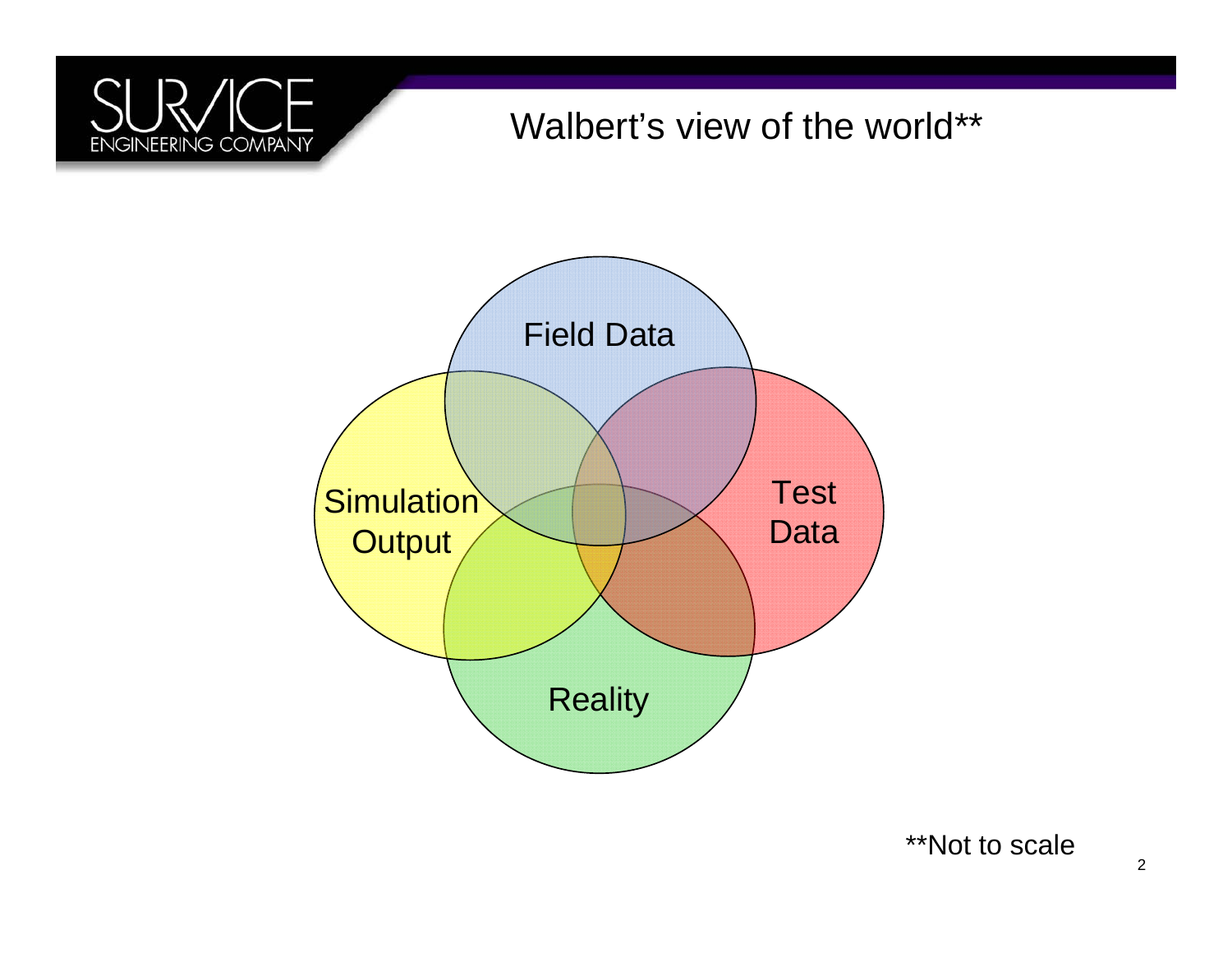# Walbert's view of the world**

Field Data

Simulation Output

Test Data

Reality

**Not to scale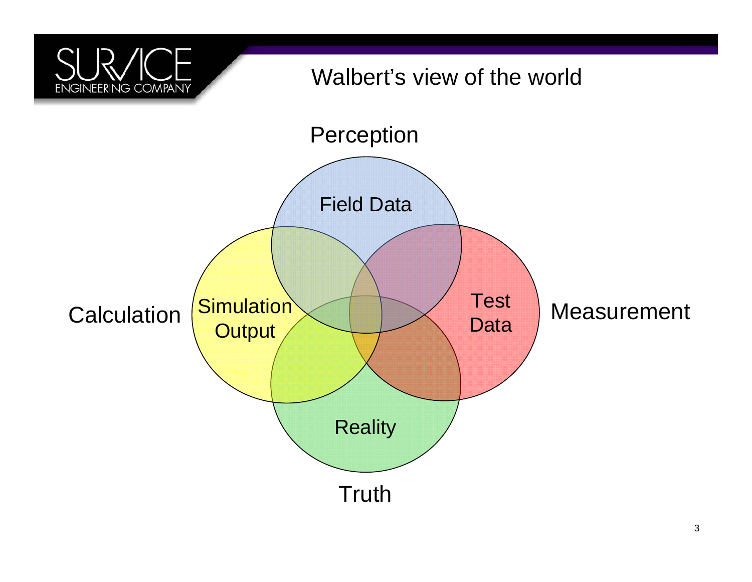# Walbert's view of the world

Perception

Field Data

Calculation

Simulation Output

Test Data

Measurement

Reality

Truth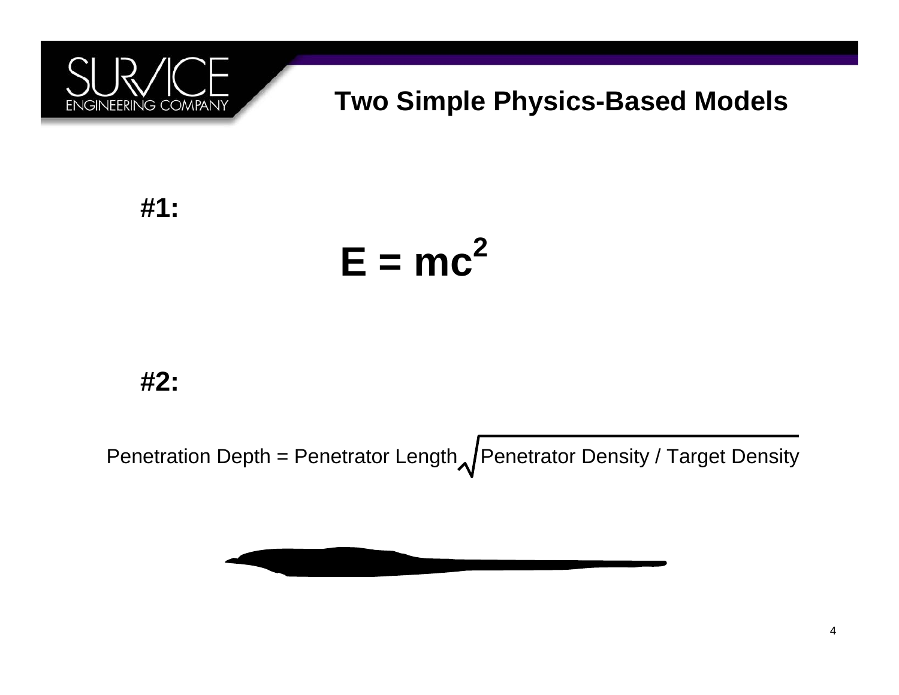# Two Simple Physics-Based Models

**#1:**

$$E = mc^2$$

**#2:**

$$\text{Penetration Depth} = \text{Penetrator Length} \sqrt{\text{Penetrator Density} / \text{Target Density}}$$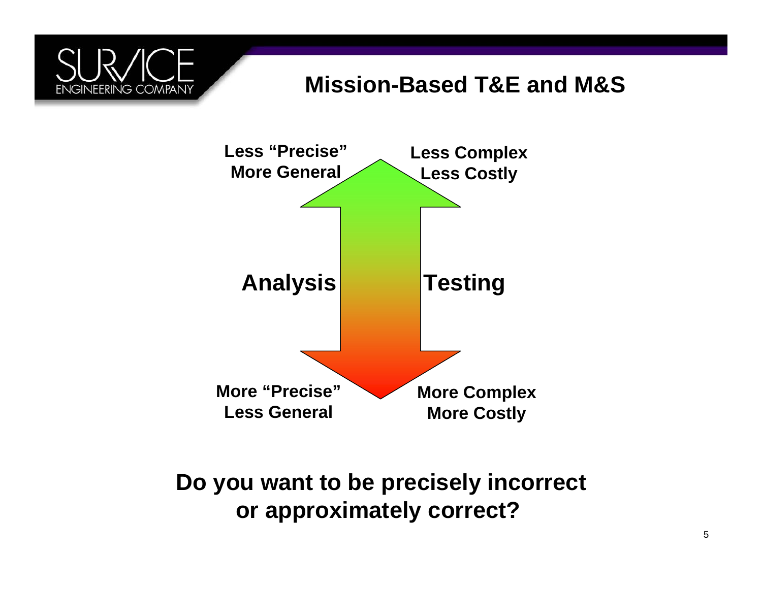## Mission-Based T&E and M&S

**Less "Precise"**
**More General**

**Less Complex**
**Less Costly**

**Analysis** | **Testing**

**More "Precise"**
**Less General**

**More Complex**
**More Costly**

**Do you want to be precisely incorrect or approximately correct?**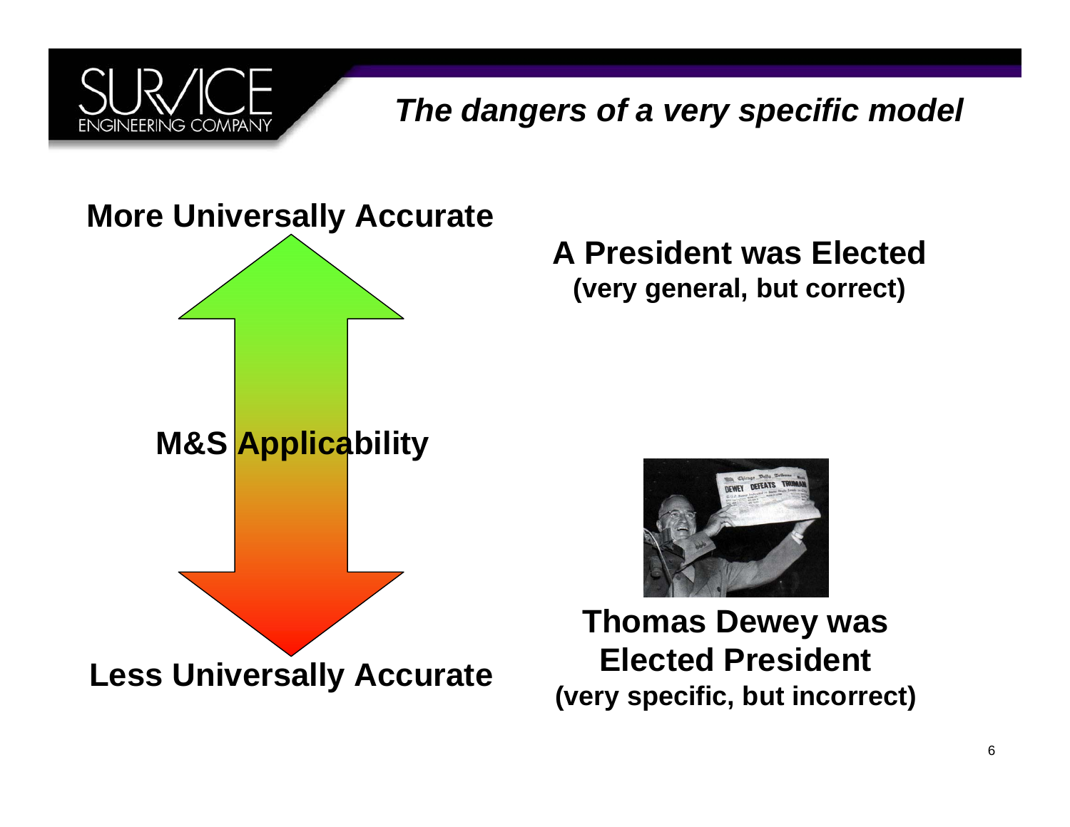## *The dangers of a very specific model*

**More Universally Accurate**

**M&S Applicability**

**Less Universally Accurate**

**A President was Elected**
**(very general, but correct)**

**Thomas Dewey was Elected President**
**(very specific, but incorrect)**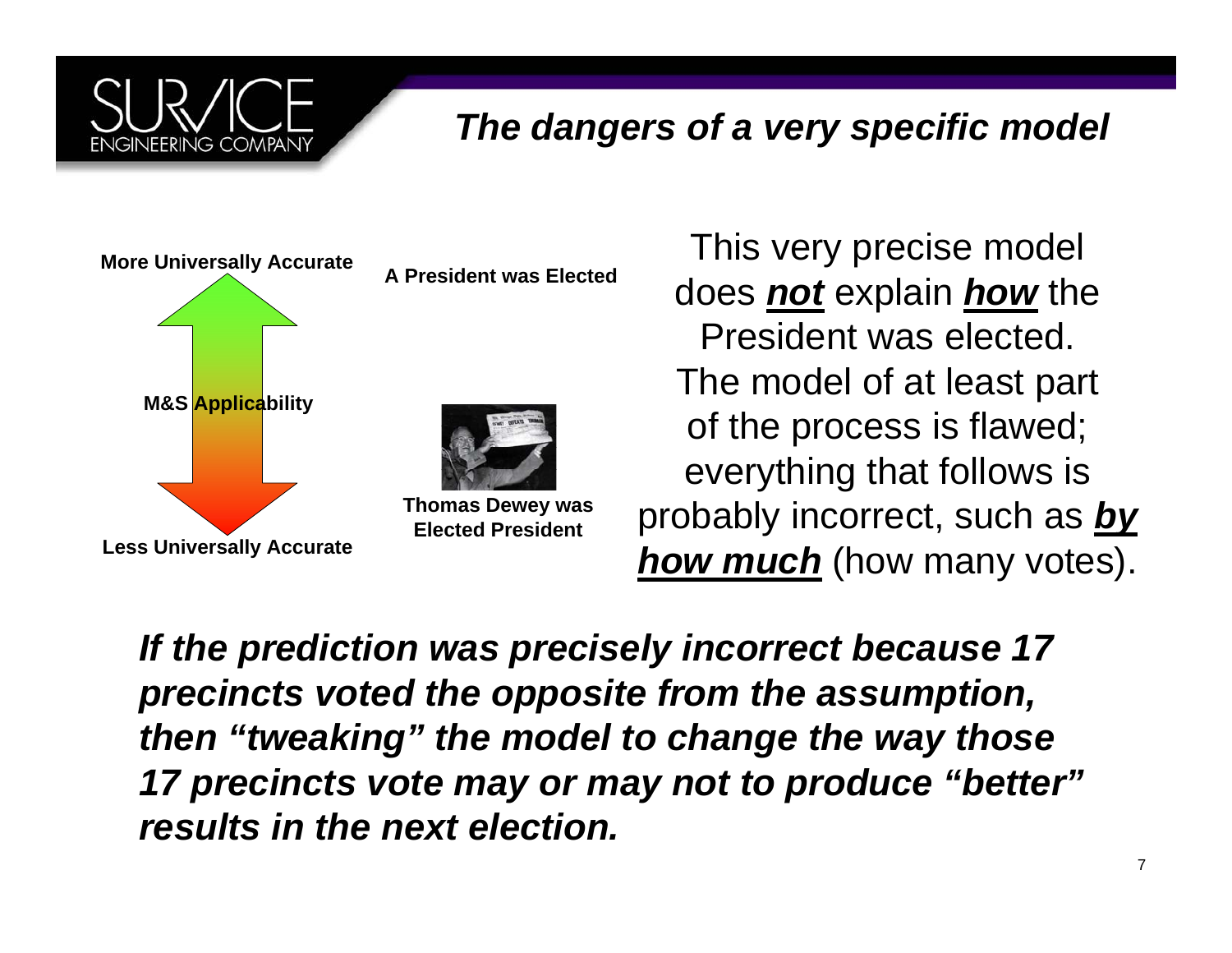## *The dangers of a very specific model*

**More Universally Accurate**

**M&S Applicability**

**Less Universally Accurate**

**A President was Elected**

**Thomas Dewey was Elected President**

This very precise model does ***not*** explain ***how*** the President was elected. The model of at least part of the process is flawed; everything that follows is probably incorrect, such as ***by how much*** (how many votes).

***If the prediction was precisely incorrect because 17 precincts voted the opposite from the assumption, then "tweaking" the model to change the way those 17 precincts vote may or may not to produce "better" results in the next election.***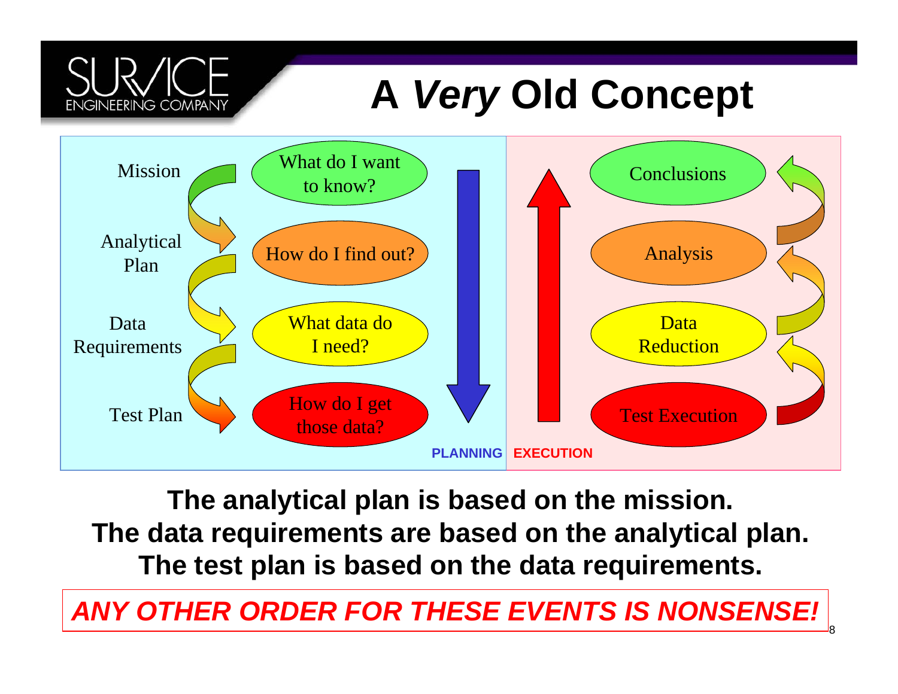# A *Very* Old Concept

| | PLANNING | | EXECUTION |
|---|---|---|---|
| Mission | What do I want to know? | Conclusions | |
| Analytical Plan | How do I find out? | Analysis | |
| Data Requirements | What data do I need? | Data Reduction | |
| Test Plan | How do I get those data? | Test Execution | |

**The analytical plan is based on the mission.**
**The data requirements are based on the analytical plan.**
**The test plan is based on the data requirements.**

***ANY OTHER ORDER FOR THESE EVENTS IS NONSENSE!***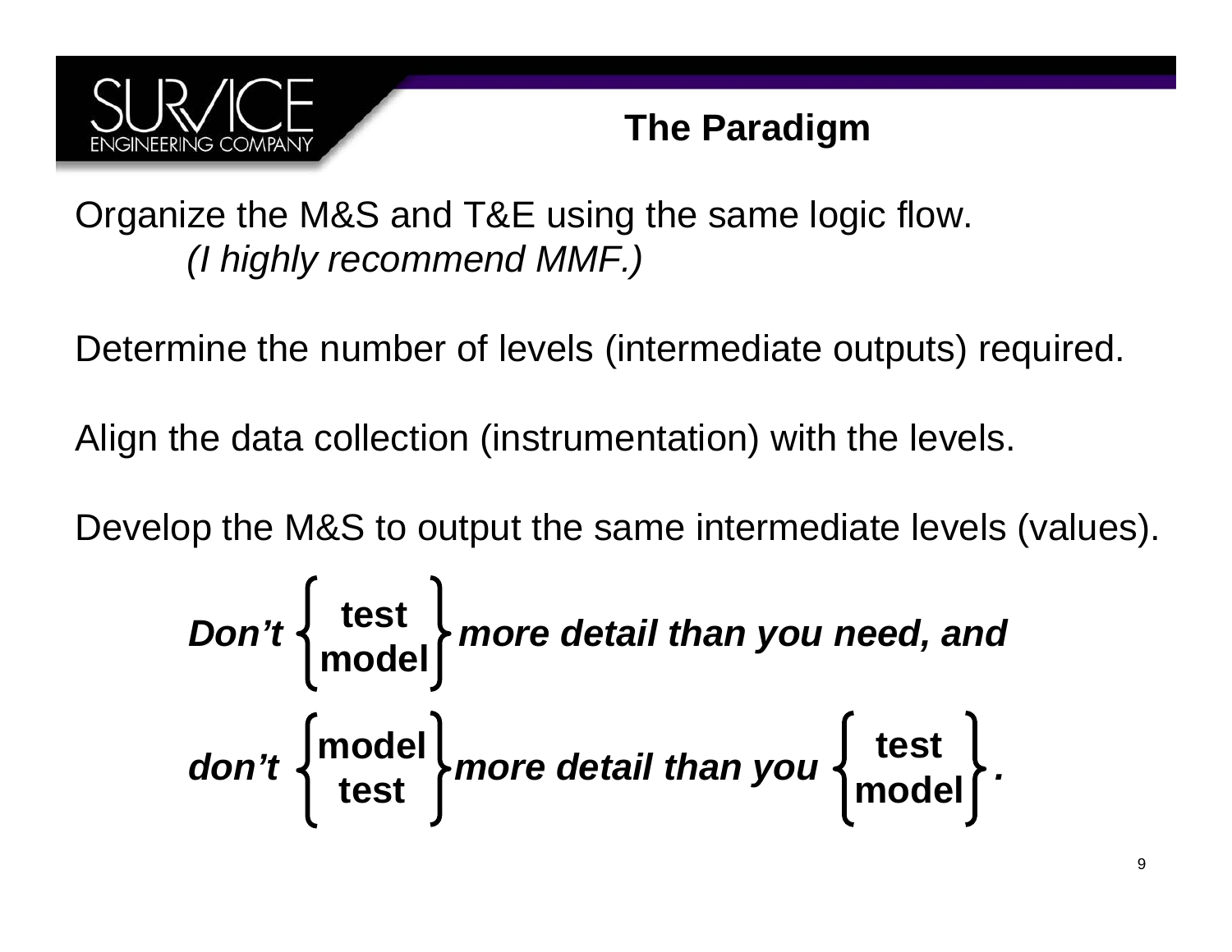## The Paradigm

Organize the M&S and T&E using the same logic flow.
*(I highly recommend MMF.)*

Determine the number of levels (intermediate outputs) required.

Align the data collection (instrumentation) with the levels.

Develop the M&S to output the same intermediate levels (values).

$$\textit{Don't} \begin{Bmatrix} \textbf{test} \\ \textbf{model} \end{Bmatrix} \textit{more detail than you need, and}$$

$$\textit{don't} \begin{Bmatrix} \textbf{model} \\ \textbf{test} \end{Bmatrix} \textit{more detail than you} \begin{Bmatrix} \textbf{test} \\ \textbf{model} \end{Bmatrix}.$$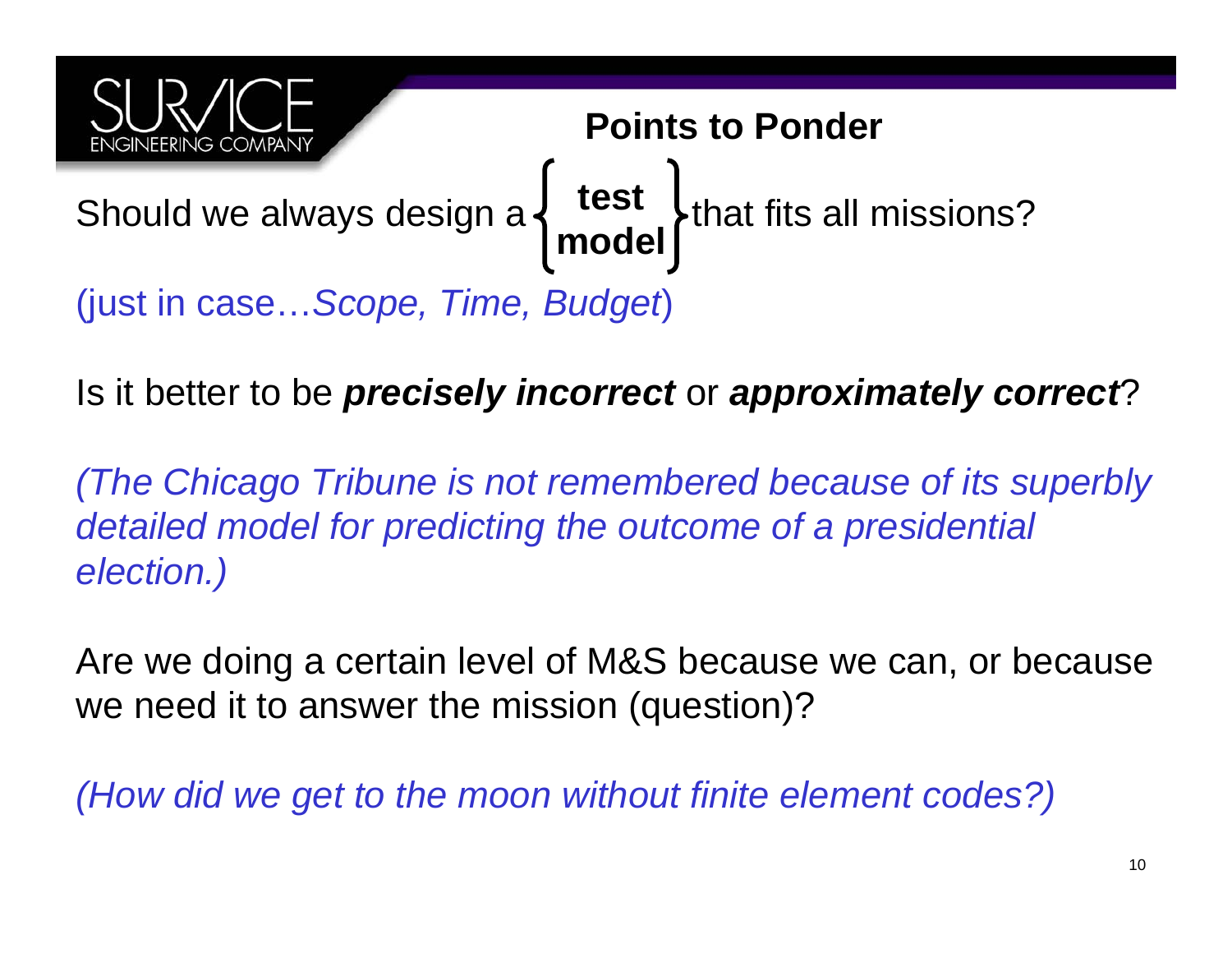## Points to Ponder

Should we always design a {**test** / **model**} that fits all missions?

(just in case…*Scope, Time, Budget*)

Is it better to be ***precisely incorrect*** or ***approximately correct***?

*(The Chicago Tribune is not remembered because of its superbly detailed model for predicting the outcome of a presidential election.)*

Are we doing a certain level of M&S because we can, or because we need it to answer the mission (question)?

*(How did we get to the moon without finite element codes?)*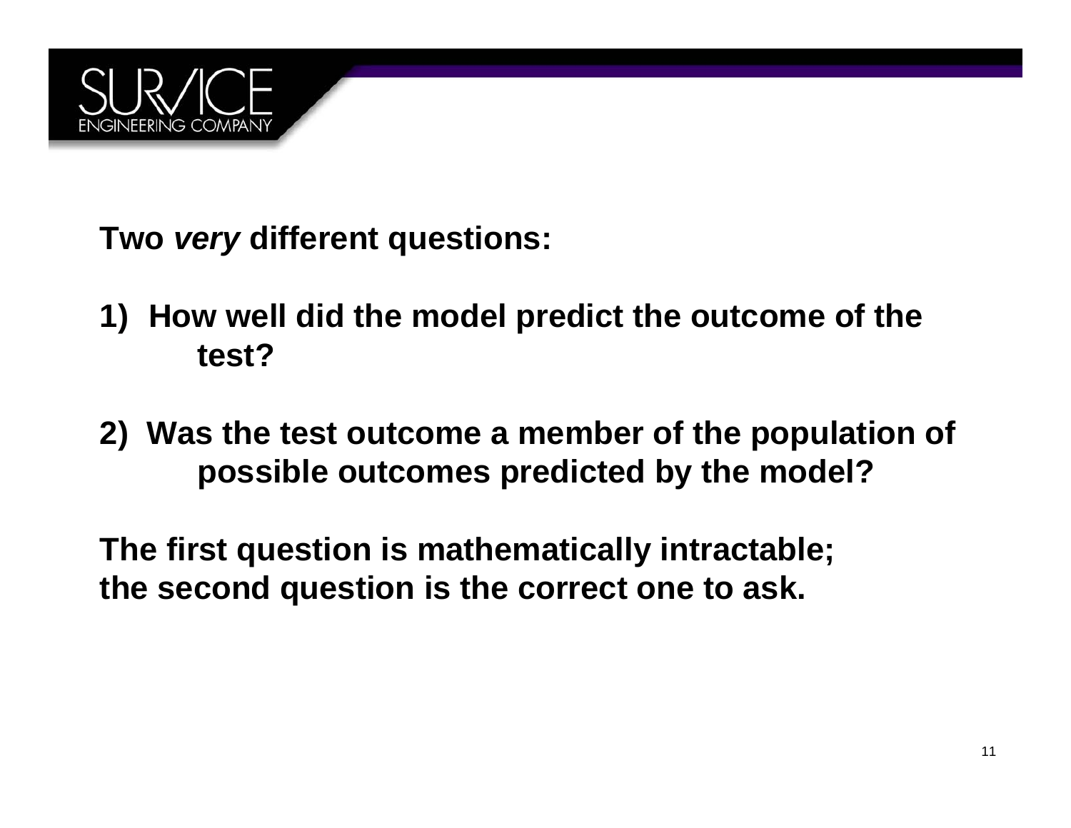**Two *very* different questions:**

1) **How well did the model predict the outcome of the test?**

2) **Was the test outcome a member of the population of possible outcomes predicted by the model?**

**The first question is mathematically intractable; the second question is the correct one to ask.**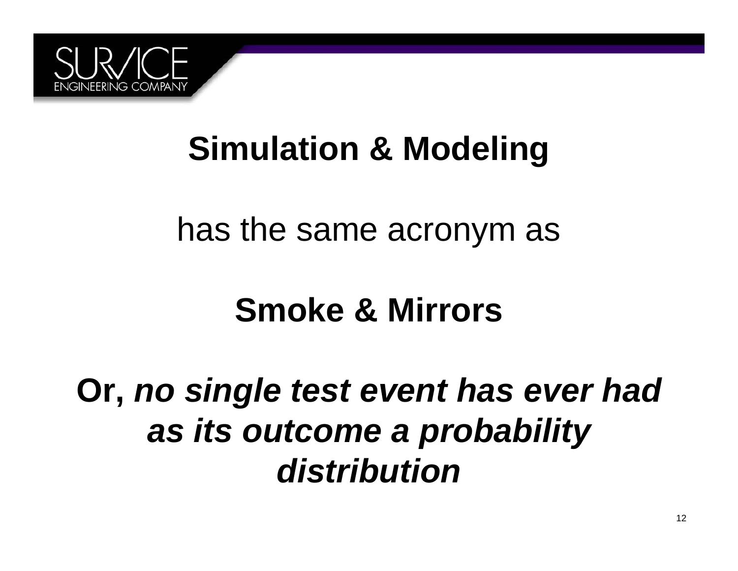# Simulation & Modeling

has the same acronym as

# Smoke & Mirrors

**Or, *no single test event has ever had as its outcome a probability distribution***